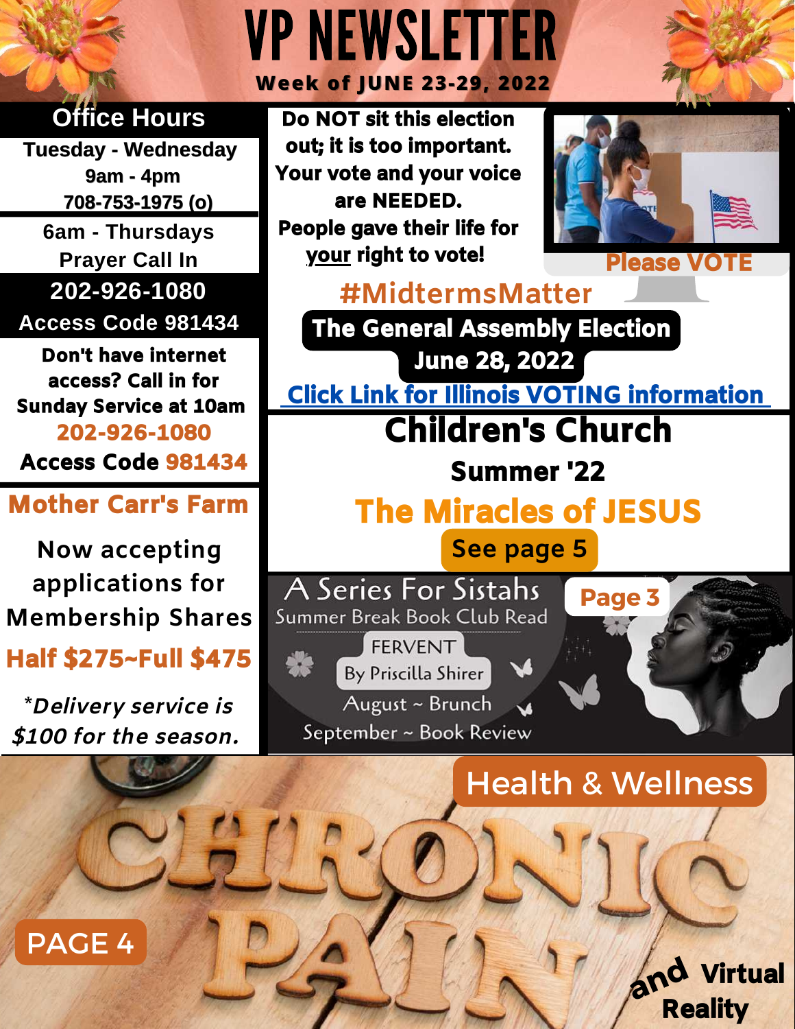# VP NEWSLETTER

**Week of JUNE 23-29, 2022**

## Office Hours

**Tuesday - Wednesday**
**9am - 4pm**
**708-753-1975 (o)**

**6am - Thursdays**
**Prayer Call In**
**202-926-1080**
**Access Code 981434**

**Don't have internet access? Call in for Sunday Service at 10am**
**202-926-1080**
**Access Code 981434**

## Mother Carr's Farm

Now accepting applications for Membership Shares

**Half $275~Full $475**

*\*Delivery service is $100 for the season.*

**Do NOT sit this election out; it is too important. Your vote and your voice are NEEDED. People gave their life for your right to vote!**

**Please VOTE**

**#MidtermsMatter**

**The General Assembly Election**
**June 28, 2022**

**Click Link for Illinois VOTING information**

## Children's Church

### Summer '22

### The Miracles of JESUS

**See page 5**

## A Series For Sistahs

Summer Break Book Club Read

FERVENT
By Priscilla Shirer

August ~ Brunch
September ~ Book Review

**Page 3**

## Health & Wellness

# CHRONIC PAIN and Virtual Reality

**PAGE 4**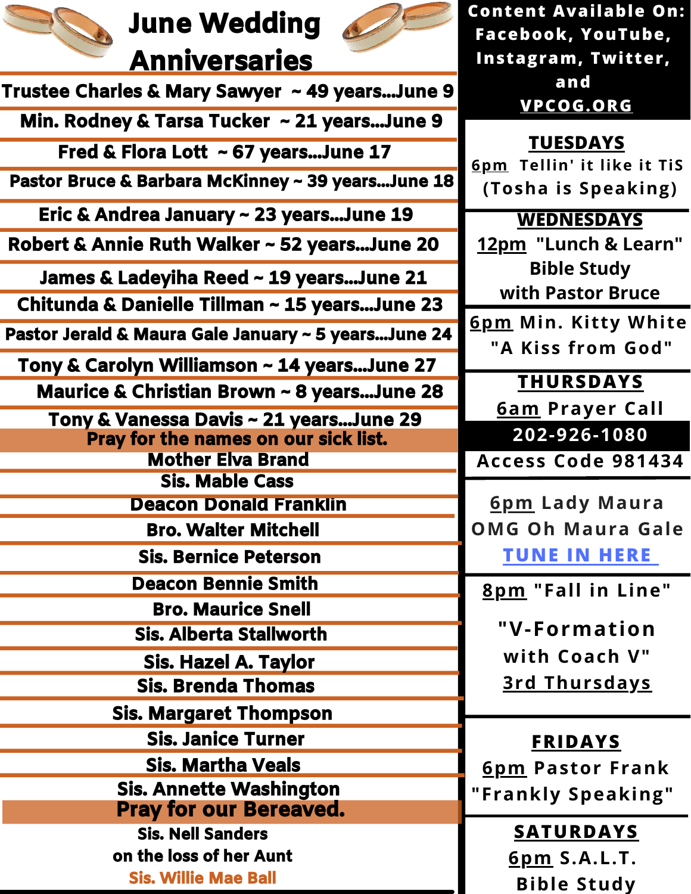# June Wedding Anniversaries

Trustee Charles & Mary Sawyer ~ 49 years...June 9

Min. Rodney & Tarsa Tucker ~ 21 years...June 9

Fred & Flora Lott ~ 67 years...June 17

Pastor Bruce & Barbara McKinney ~ 39 years...June 18

Eric & Andrea January ~ 23 years...June 19

Robert & Annie Ruth Walker ~ 52 years...June 20

James & Ladeyiha Reed ~ 19 years...June 21

Chitunda & Danielle Tillman ~ 15 years...June 23

Pastor Jerald & Maura Gale January ~ 5 years...June 24

Tony & Carolyn Williamson ~ 14 years...June 27

Maurice & Christian Brown ~ 8 years...June 28

Tony & Vanessa Davis ~ 21 years...June 29

## Pray for the names on our sick list.

Mother Elva Brand

Sis. Mable Cass

Deacon Donald Franklin

Bro. Walter Mitchell

Sis. Bernice Peterson

Deacon Bennie Smith

Bro. Maurice Snell

Sis. Alberta Stallworth

Sis. Hazel A. Taylor

Sis. Brenda Thomas

Sis. Margaret Thompson

Sis. Janice Turner

Sis. Martha Veals

Sis. Annette Washington

## Pray for our Bereaved.

Sis. Nell Sanders
on the loss of her Aunt
Sis. Willie Mae Ball

**Content Available On: Facebook, YouTube, Instagram, Twitter, and VPCOG.ORG**

## TUESDAYS

6pm Tellin' it like it TiS (Tosha is Speaking)

## WEDNESDAYS

12pm "Lunch & Learn" Bible Study with Pastor Bruce

6pm Min. Kitty White "A Kiss from God"

## THURSDAYS

6am Prayer Call
**202-926-1080**
Access Code 981434

6pm Lady Maura OMG Oh Maura Gale
TUNE IN HERE

8pm "Fall in Line"
"V-Formation with Coach V"
3rd Thursdays

## FRIDAYS

6pm Pastor Frank "Frankly Speaking"

## SATURDAYS

6pm S.A.L.T. Bible Study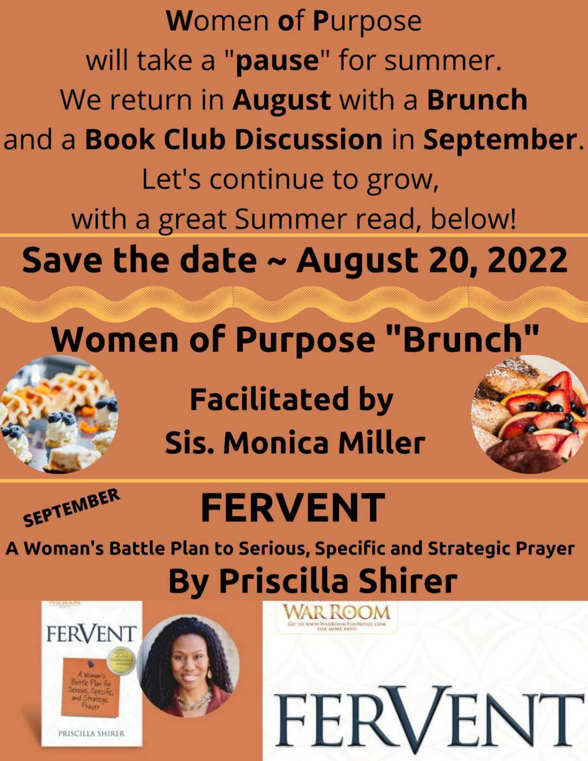**W**omen **o**f **P**urpose
will take a "**pause**" for summer.
We return in **August** with a **Brunch**
and a **Book Club Discussion** in **September**.
Let's continue to grow,
with a great Summer read, below!

## Save the date ~ August 20, 2022

## Women of Purpose "Brunch"

**Facilitated by**
**Sis. Monica Miller**

**SEPTEMBER**

# FERVENT

**A Woman's Battle Plan to Serious, Specific and Strategic Prayer**

## By Priscilla Shirer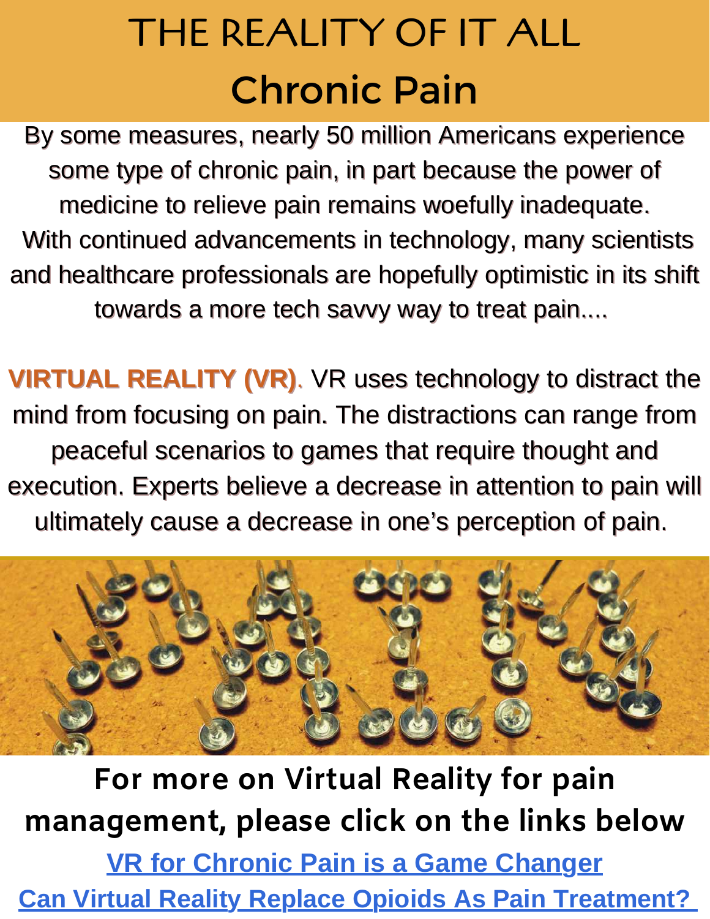# THE REALITY OF IT ALL

## Chronic Pain

By some measures, nearly 50 million Americans experience some type of chronic pain, in part because the power of medicine to relieve pain remains woefully inadequate. With continued advancements in technology, many scientists and healthcare professionals are hopefully optimistic in its shift towards a more tech savvy way to treat pain....

**VIRTUAL REALITY (VR)**. VR uses technology to distract the mind from focusing on pain. The distractions can range from peaceful scenarios to games that require thought and execution. Experts believe a decrease in attention to pain will ultimately cause a decrease in one's perception of pain.

**For more on Virtual Reality for pain management, please click on the links below**

VR for Chronic Pain is a Game Changer

Can Virtual Reality Replace Opioids As Pain Treatment?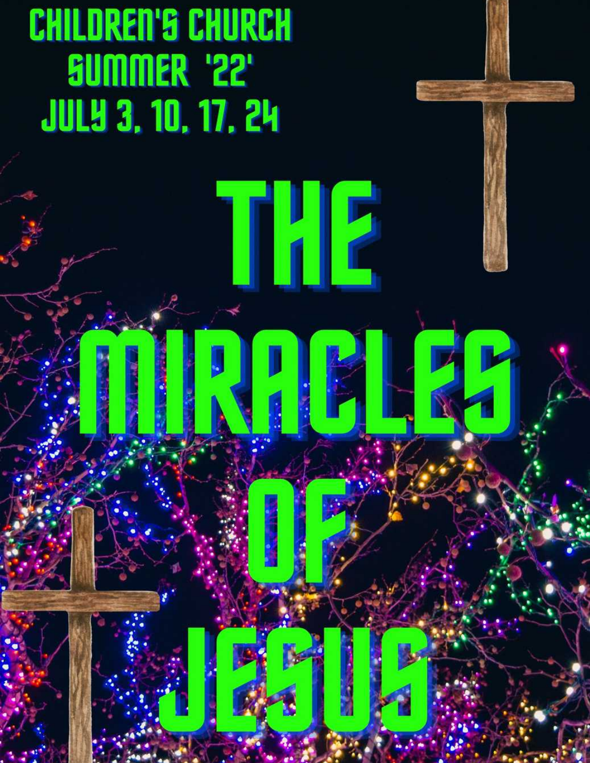CHILDREN'S CHURCH
SUMMER '22'
JULY 3, 10, 17, 24

# THE MIRACLES OF JESUS